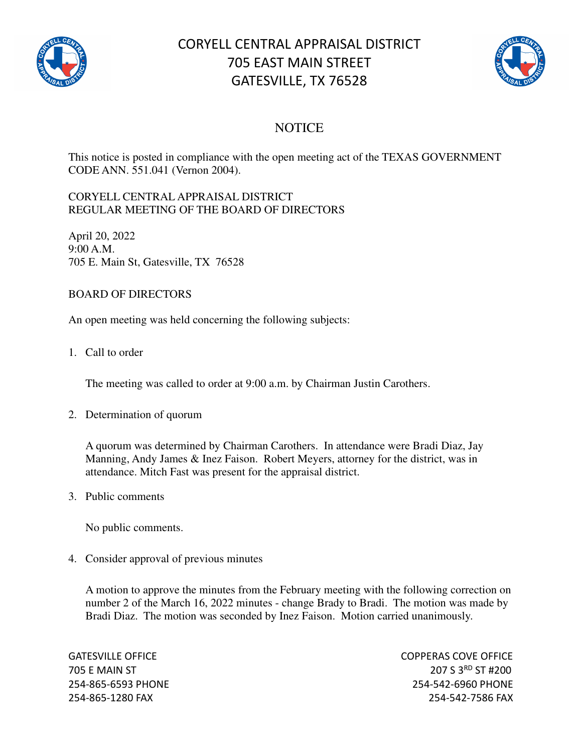# CORYELL CENTRAL APPRAISAL DISTRICT
## 705 EAST MAIN STREET
## GATESVILLE, TX 76528

## NOTICE

This notice is posted in compliance with the open meeting act of the TEXAS GOVERNMENT CODE ANN. 551.041 (Vernon 2004).

CORYELL CENTRAL APPRAISAL DISTRICT
REGULAR MEETING OF THE BOARD OF DIRECTORS

April 20, 2022
9:00 A.M.
705 E. Main St, Gatesville, TX 76528

BOARD OF DIRECTORS

An open meeting was held concerning the following subjects:

1. Call to order

   The meeting was called to order at 9:00 a.m. by Chairman Justin Carothers.

2. Determination of quorum

   A quorum was determined by Chairman Carothers. In attendance were Bradi Diaz, Jay Manning, Andy James & Inez Faison. Robert Meyers, attorney for the district, was in attendance. Mitch Fast was present for the appraisal district.

3. Public comments

   No public comments.

4. Consider approval of previous minutes

   A motion to approve the minutes from the February meeting with the following correction on number 2 of the March 16, 2022 minutes - change Brady to Bradi. The motion was made by Bradi Diaz. The motion was seconded by Inez Faison. Motion carried unanimously.

GATESVILLE OFFICE
705 E MAIN ST
254-865-6593 PHONE
254-865-1280 FAX

COPPERAS COVE OFFICE
207 S 3RD ST #200
254-542-6960 PHONE
254-542-7586 FAX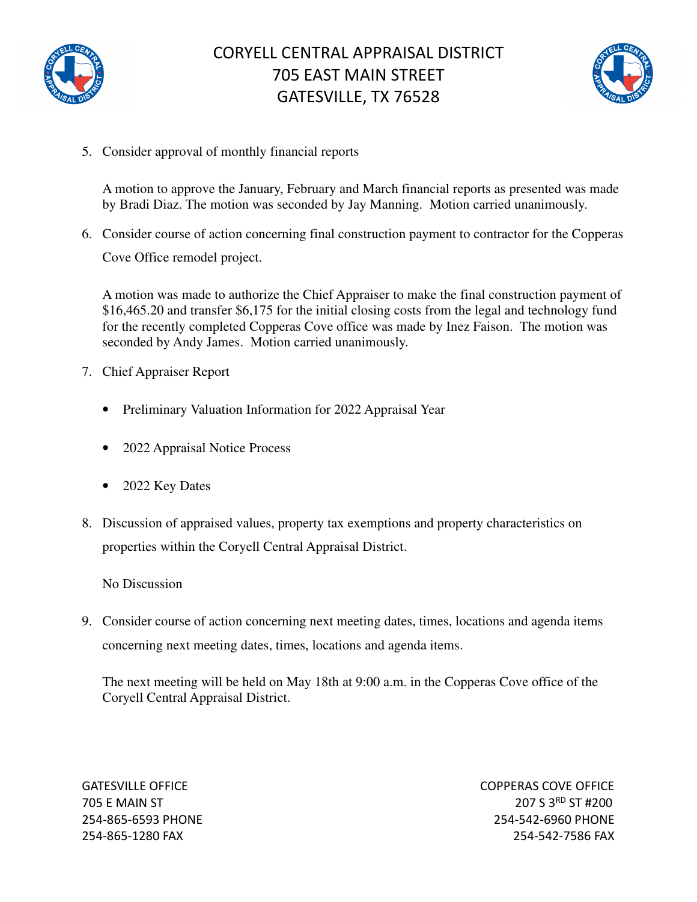5. Consider approval of monthly financial reports

   A motion to approve the January, February and March financial reports as presented was made by Bradi Diaz. The motion was seconded by Jay Manning. Motion carried unanimously.

6. Consider course of action concerning final construction payment to contractor for the Copperas Cove Office remodel project.

   A motion was made to authorize the Chief Appraiser to make the final construction payment of $16,465.20 and transfer $6,175 for the initial closing costs from the legal and technology fund for the recently completed Copperas Cove office was made by Inez Faison. The motion was seconded by Andy James. Motion carried unanimously.

7. Chief Appraiser Report

   - Preliminary Valuation Information for 2022 Appraisal Year
   - 2022 Appraisal Notice Process
   - 2022 Key Dates

8. Discussion of appraised values, property tax exemptions and property characteristics on properties within the Coryell Central Appraisal District.

   No Discussion

9. Consider course of action concerning next meeting dates, times, locations and agenda items concerning next meeting dates, times, locations and agenda items.

   The next meeting will be held on May 18th at 9:00 a.m. in the Copperas Cove office of the Coryell Central Appraisal District.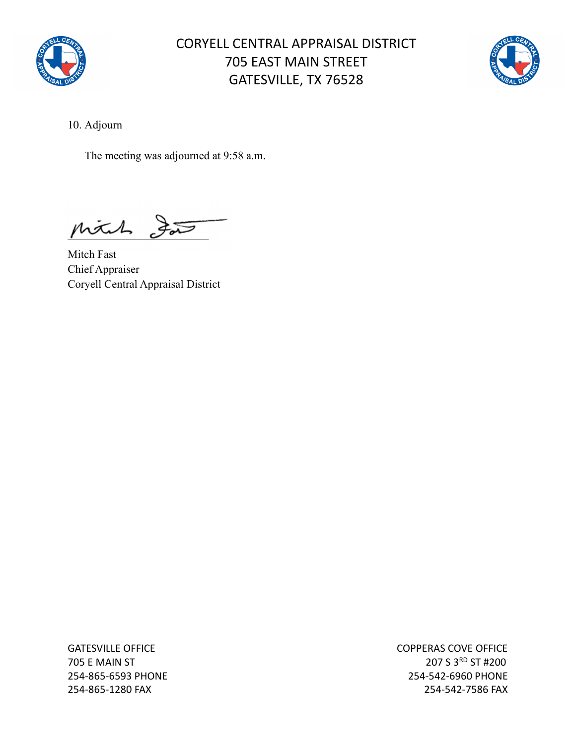CORYELL CENTRAL APPRAISAL DISTRICT
705 EAST MAIN STREET
GATESVILLE, TX 76528

10. Adjourn

The meeting was adjourned at 9:58 a.m.

Mitch Fast
Chief Appraiser
Coryell Central Appraisal District

GATESVILLE OFFICE
705 E MAIN ST
254-865-6593 PHONE
254-865-1280 FAX

COPPERAS COVE OFFICE
207 S 3RD ST #200
254-542-6960 PHONE
254-542-7586 FAX